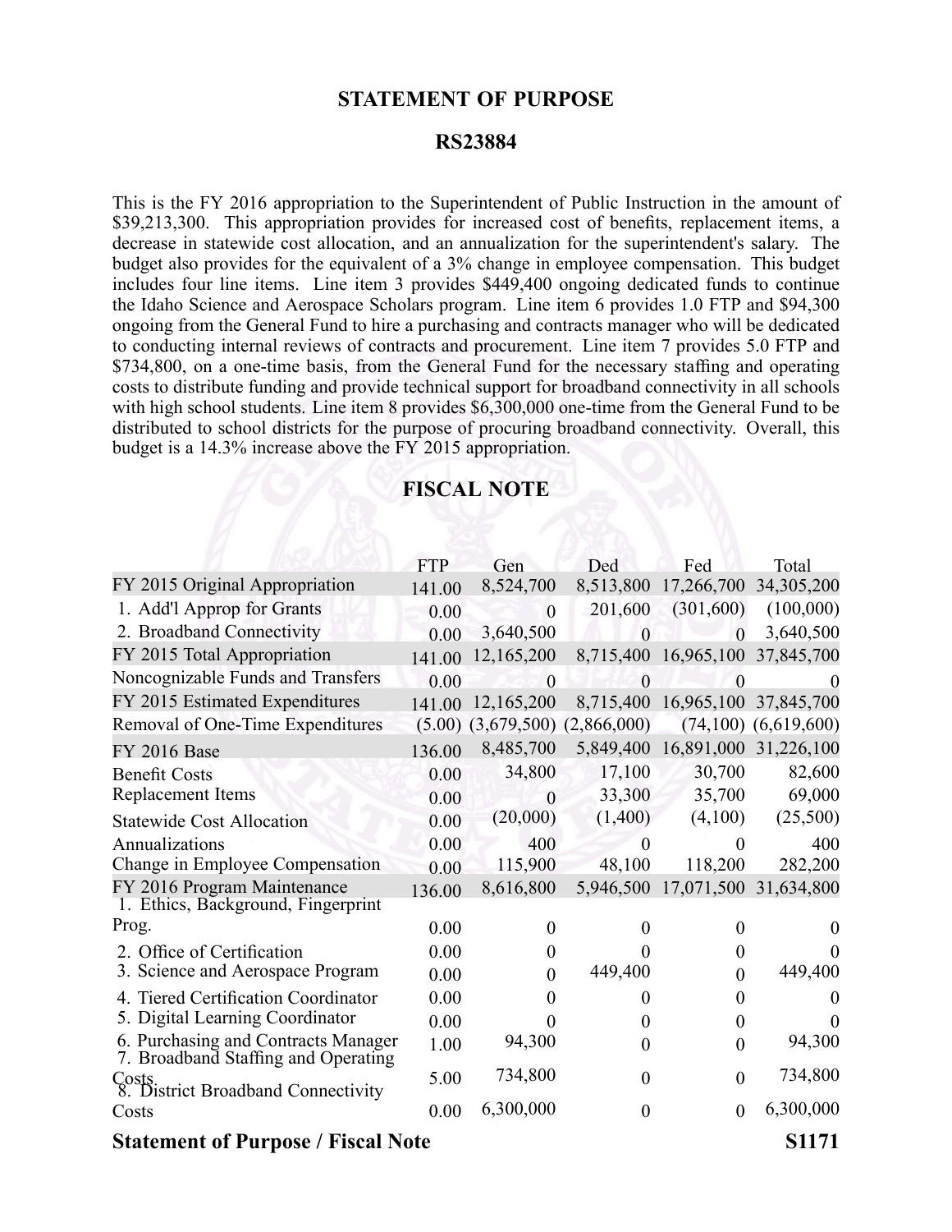## STATEMENT OF PURPOSE

## RS23884

This is the FY 2016 appropriation to the Superintendent of Public Instruction in the amount of $39,213,300. This appropriation provides for increased cost of benefits, replacement items, a decrease in statewide cost allocation, and an annualization for the superintendent's salary. The budget also provides for the equivalent of a 3% change in employee compensation. This budget includes four line items. Line item 3 provides $449,400 ongoing dedicated funds to continue the Idaho Science and Aerospace Scholars program. Line item 6 provides 1.0 FTP and $94,300 ongoing from the General Fund to hire a purchasing and contracts manager who will be dedicated to conducting internal reviews of contracts and procurement. Line item 7 provides 5.0 FTP and $734,800, on a one-time basis, from the General Fund for the necessary staffing and operating costs to distribute funding and provide technical support for broadband connectivity in all schools with high school students. Line item 8 provides $6,300,000 one-time from the General Fund to be distributed to school districts for the purpose of procuring broadband connectivity. Overall, this budget is a 14.3% increase above the FY 2015 appropriation.

## FISCAL NOTE

| | FTP | Gen | Ded | Fed | Total |
|---|---|---|---|---|---|
| FY 2015 Original Appropriation | 141.00 | 8,524,700 | 8,513,800 | 17,266,700 | 34,305,200 |
| 1. Add'l Approp for Grants | 0.00 | 0 | 201,600 | (301,600) | (100,000) |
| 2. Broadband Connectivity | 0.00 | 3,640,500 | 0 | 0 | 3,640,500 |
| FY 2015 Total Appropriation | 141.00 | 12,165,200 | 8,715,400 | 16,965,100 | 37,845,700 |
| Noncognizable Funds and Transfers | 0.00 | 0 | 0 | 0 | 0 |
| FY 2015 Estimated Expenditures | 141.00 | 12,165,200 | 8,715,400 | 16,965,100 | 37,845,700 |
| Removal of One-Time Expenditures | (5.00) | (3,679,500) | (2,866,000) | (74,100) | (6,619,600) |
| FY 2016 Base | 136.00 | 8,485,700 | 5,849,400 | 16,891,000 | 31,226,100 |
| Benefit Costs | 0.00 | 34,800 | 17,100 | 30,700 | 82,600 |
| Replacement Items | 0.00 | 0 | 33,300 | 35,700 | 69,000 |
| Statewide Cost Allocation | 0.00 | (20,000) | (1,400) | (4,100) | (25,500) |
| Annualizations | 0.00 | 400 | 0 | 0 | 400 |
| Change in Employee Compensation | 0.00 | 115,900 | 48,100 | 118,200 | 282,200 |
| FY 2016 Program Maintenance | 136.00 | 8,616,800 | 5,946,500 | 17,071,500 | 31,634,800 |
| 1. Ethics, Background, Fingerprint Prog. | 0.00 | 0 | 0 | 0 | 0 |
| 2. Office of Certification | 0.00 | 0 | 0 | 0 | 0 |
| 3. Science and Aerospace Program | 0.00 | 0 | 449,400 | 0 | 449,400 |
| 4. Tiered Certification Coordinator | 0.00 | 0 | 0 | 0 | 0 |
| 5. Digital Learning Coordinator | 0.00 | 0 | 0 | 0 | 0 |
| 6. Purchasing and Contracts Manager | 1.00 | 94,300 | 0 | 0 | 94,300 |
| 7. Broadband Staffing and Operating Costs | 5.00 | 734,800 | 0 | 0 | 734,800 |
| 8. District Broadband Connectivity Costs | 0.00 | 6,300,000 | 0 | 0 | 6,300,000 |

**Statement of Purpose / Fiscal Note** **S1171**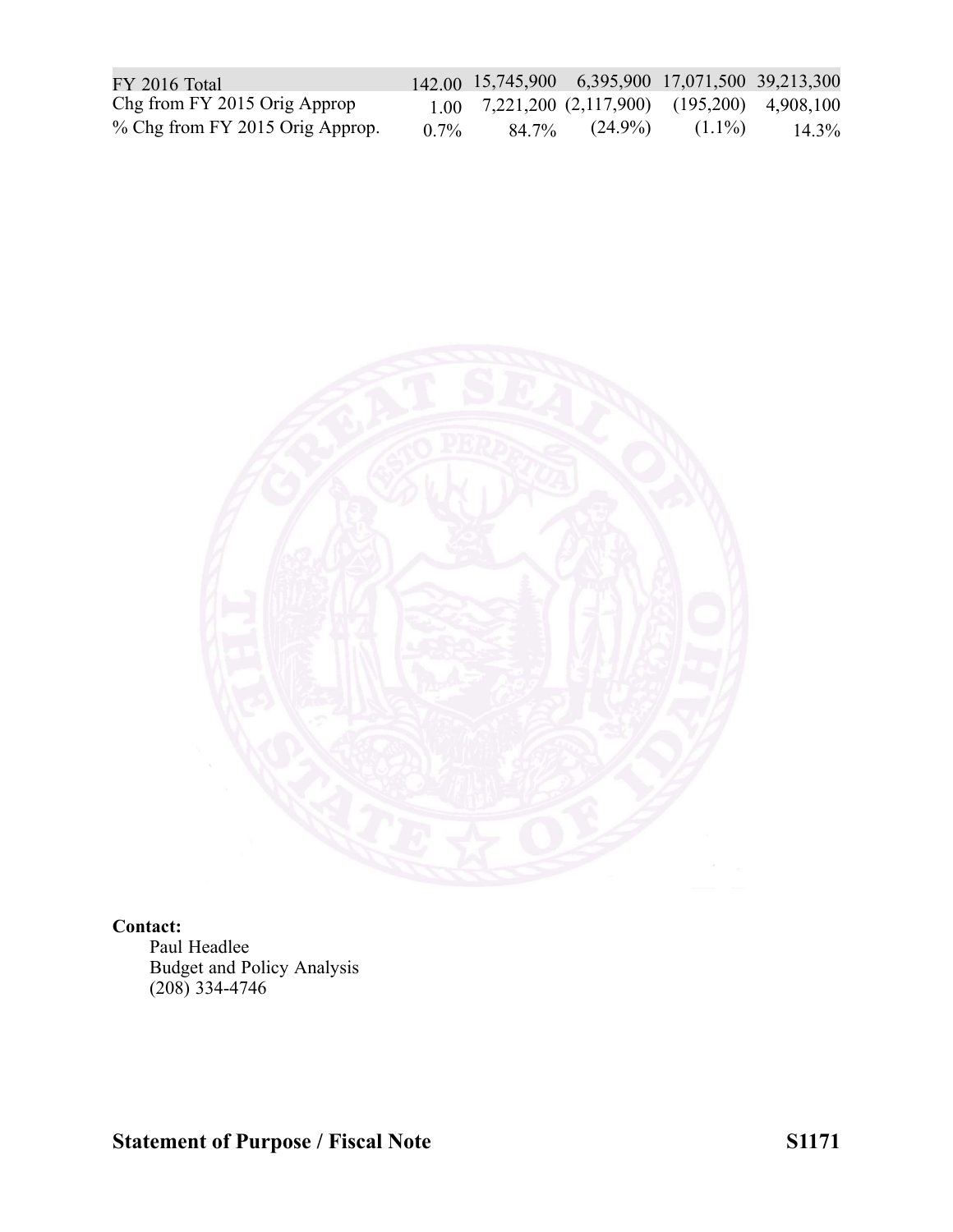| | | | | | |
|---|---|---|---|---|---|
| FY 2016 Total | 142.00 | 15,745,900 | 6,395,900 | 17,071,500 | 39,213,300 |
| Chg from FY 2015 Orig Approp | 1.00 | 7,221,200 | (2,117,900) | (195,200) | 4,908,100 |
| % Chg from FY 2015 Orig Approp. | 0.7% | 84.7% | (24.9%) | (1.1%) | 14.3% |

**Contact:**
Paul Headlee
Budget and Policy Analysis
(208) 334-4746

**Statement of Purpose / Fiscal Note** **S1171**